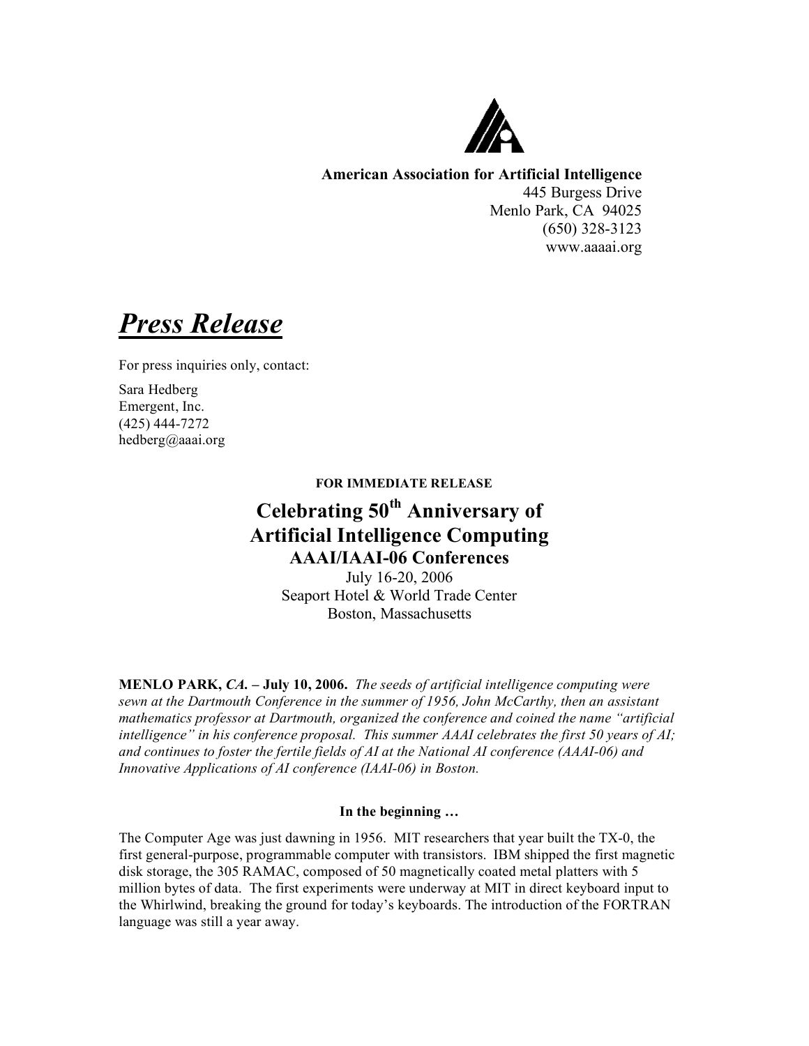**American Association for Artificial Intelligence**
445 Burgess Drive
Menlo Park, CA 94025
(650) 328-3123
www.aaaai.org

# ***Press Release***

For press inquiries only, contact:

Sara Hedberg
Emergent, Inc.
(425) 444-7272
hedberg@aaai.org

**FOR IMMEDIATE RELEASE**

## Celebrating 50th Anniversary of Artificial Intelligence Computing

### AAAI/IAAI-06 Conferences

July 16-20, 2006
Seaport Hotel & World Trade Center
Boston, Massachusetts

**MENLO PARK, *CA.* – July 10, 2006.** *The seeds of artificial intelligence computing were sewn at the Dartmouth Conference in the summer of 1956, John McCarthy, then an assistant mathematics professor at Dartmouth, organized the conference and coined the name "artificial intelligence" in his conference proposal. This summer AAAI celebrates the first 50 years of AI; and continues to foster the fertile fields of AI at the National AI conference (AAAI-06) and Innovative Applications of AI conference (IAAI-06) in Boston.*

**In the beginning …**

The Computer Age was just dawning in 1956. MIT researchers that year built the TX-0, the first general-purpose, programmable computer with transistors. IBM shipped the first magnetic disk storage, the 305 RAMAC, composed of 50 magnetically coated metal platters with 5 million bytes of data. The first experiments were underway at MIT in direct keyboard input to the Whirlwind, breaking the ground for today's keyboards. The introduction of the FORTRAN language was still a year away.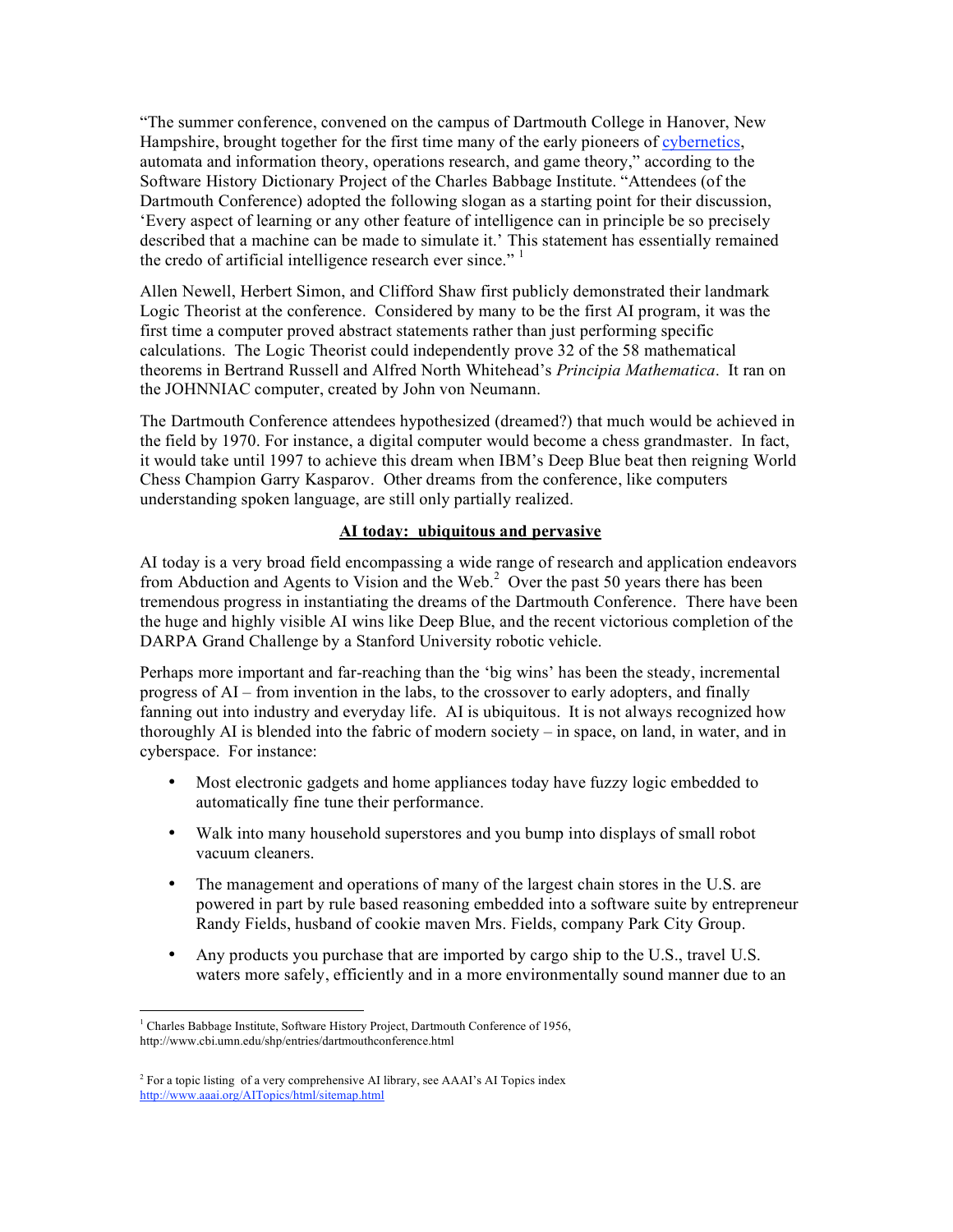"The summer conference, convened on the campus of Dartmouth College in Hanover, New Hampshire, brought together for the first time many of the early pioneers of [cybernetics](), automata and information theory, operations research, and game theory," according to the Software History Dictionary Project of the Charles Babbage Institute. "Attendees (of the Dartmouth Conference) adopted the following slogan as a starting point for their discussion, 'Every aspect of learning or any other feature of intelligence can in principle be so precisely described that a machine can be made to simulate it.' This statement has essentially remained the credo of artificial intelligence research ever since." [1]

Allen Newell, Herbert Simon, and Clifford Shaw first publicly demonstrated their landmark Logic Theorist at the conference. Considered by many to be the first AI program, it was the first time a computer proved abstract statements rather than just performing specific calculations. The Logic Theorist could independently prove 32 of the 58 mathematical theorems in Bertrand Russell and Alfred North Whitehead's *Principia Mathematica*. It ran on the JOHNNIAC computer, created by John von Neumann.

The Dartmouth Conference attendees hypothesized (dreamed?) that much would be achieved in the field by 1970. For instance, a digital computer would become a chess grandmaster. In fact, it would take until 1997 to achieve this dream when IBM's Deep Blue beat then reigning World Chess Champion Garry Kasparov. Other dreams from the conference, like computers understanding spoken language, are still only partially realized.

## AI today: ubiquitous and pervasive

AI today is a very broad field encompassing a wide range of research and application endeavors from Abduction and Agents to Vision and the Web.[2] Over the past 50 years there has been tremendous progress in instantiating the dreams of the Dartmouth Conference. There have been the huge and highly visible AI wins like Deep Blue, and the recent victorious completion of the DARPA Grand Challenge by a Stanford University robotic vehicle.

Perhaps more important and far-reaching than the 'big wins' has been the steady, incremental progress of AI – from invention in the labs, to the crossover to early adopters, and finally fanning out into industry and everyday life. AI is ubiquitous. It is not always recognized how thoroughly AI is blended into the fabric of modern society – in space, on land, in water, and in cyberspace. For instance:

- Most electronic gadgets and home appliances today have fuzzy logic embedded to automatically fine tune their performance.
- Walk into many household superstores and you bump into displays of small robot vacuum cleaners.
- The management and operations of many of the largest chain stores in the U.S. are powered in part by rule based reasoning embedded into a software suite by entrepreneur Randy Fields, husband of cookie maven Mrs. Fields, company Park City Group.
- Any products you purchase that are imported by cargo ship to the U.S., travel U.S. waters more safely, efficiently and in a more environmentally sound manner due to an

[1] Charles Babbage Institute, Software History Project, Dartmouth Conference of 1956, http://www.cbi.umn.edu/shp/entries/dartmouthconference.html

[2] For a topic listing of a very comprehensive AI library, see AAAI's AI Topics index http://www.aaai.org/AITopics/html/sitemap.html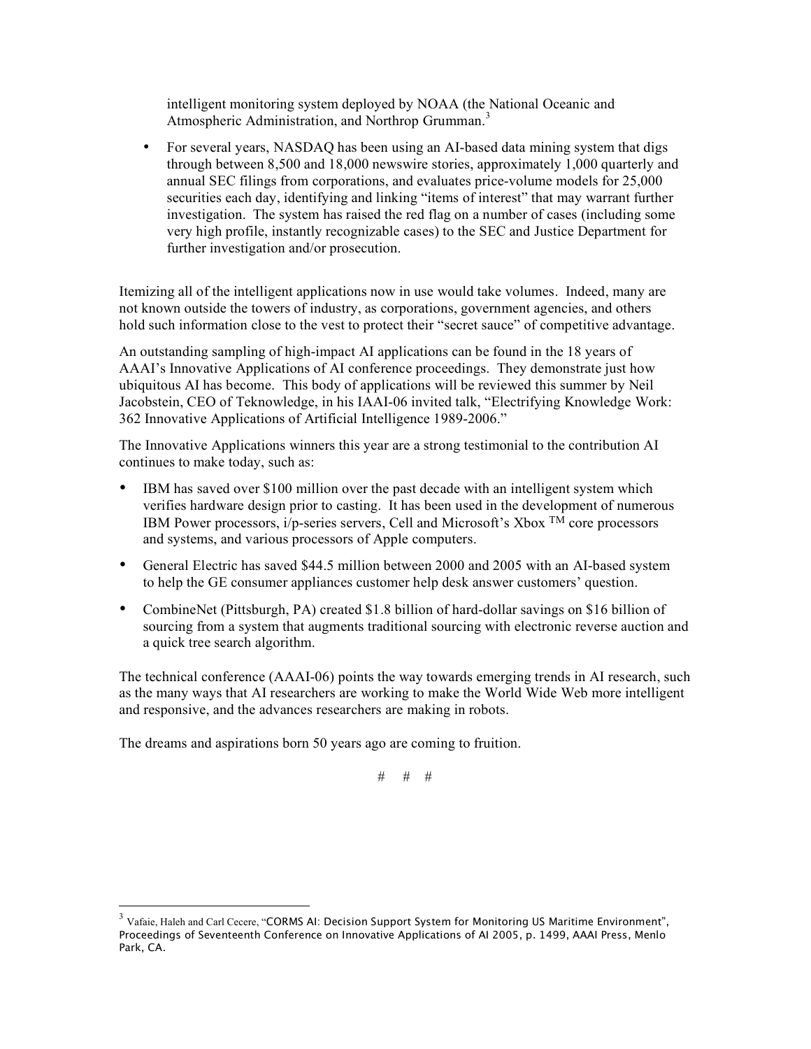intelligent monitoring system deployed by NOAA (the National Oceanic and Atmospheric Administration, and Northrop Grumman.[3]

- For several years, NASDAQ has been using an AI-based data mining system that digs through between 8,500 and 18,000 newswire stories, approximately 1,000 quarterly and annual SEC filings from corporations, and evaluates price-volume models for 25,000 securities each day, identifying and linking "items of interest" that may warrant further investigation. The system has raised the red flag on a number of cases (including some very high profile, instantly recognizable cases) to the SEC and Justice Department for further investigation and/or prosecution.

Itemizing all of the intelligent applications now in use would take volumes. Indeed, many are not known outside the towers of industry, as corporations, government agencies, and others hold such information close to the vest to protect their "secret sauce" of competitive advantage.

An outstanding sampling of high-impact AI applications can be found in the 18 years of AAAI's Innovative Applications of AI conference proceedings. They demonstrate just how ubiquitous AI has become. This body of applications will be reviewed this summer by Neil Jacobstein, CEO of Teknowledge, in his IAAI-06 invited talk, "Electrifying Knowledge Work: 362 Innovative Applications of Artificial Intelligence 1989-2006."

The Innovative Applications winners this year are a strong testimonial to the contribution AI continues to make today, such as:

- IBM has saved over $100 million over the past decade with an intelligent system which verifies hardware design prior to casting. It has been used in the development of numerous IBM Power processors, i/p-series servers, Cell and Microsoft's Xbox TM core processors and systems, and various processors of Apple computers.
- General Electric has saved $44.5 million between 2000 and 2005 with an AI-based system to help the GE consumer appliances customer help desk answer customers' question.
- CombineNet (Pittsburgh, PA) created $1.8 billion of hard-dollar savings on $16 billion of sourcing from a system that augments traditional sourcing with electronic reverse auction and a quick tree search algorithm.

The technical conference (AAAI-06) points the way towards emerging trends in AI research, such as the many ways that AI researchers are working to make the World Wide Web more intelligent and responsive, and the advances researchers are making in robots.

The dreams and aspirations born 50 years ago are coming to fruition.

# # #

[3] Vafaie, Haleh and Carl Cecere, "CORMS AI: Decision Support System for Monitoring US Maritime Environment", Proceedings of Seventeenth Conference on Innovative Applications of AI 2005, p. 1499, AAAI Press, Menlo Park, CA.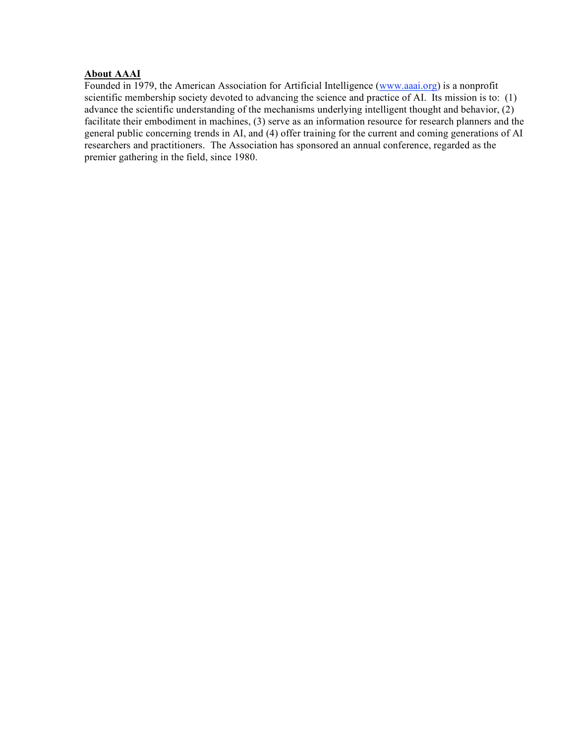**About AAAI**

Founded in 1979, the American Association for Artificial Intelligence (www.aaai.org) is a nonprofit scientific membership society devoted to advancing the science and practice of AI. Its mission is to: (1) advance the scientific understanding of the mechanisms underlying intelligent thought and behavior, (2) facilitate their embodiment in machines, (3) serve as an information resource for research planners and the general public concerning trends in AI, and (4) offer training for the current and coming generations of AI researchers and practitioners. The Association has sponsored an annual conference, regarded as the premier gathering in the field, since 1980.